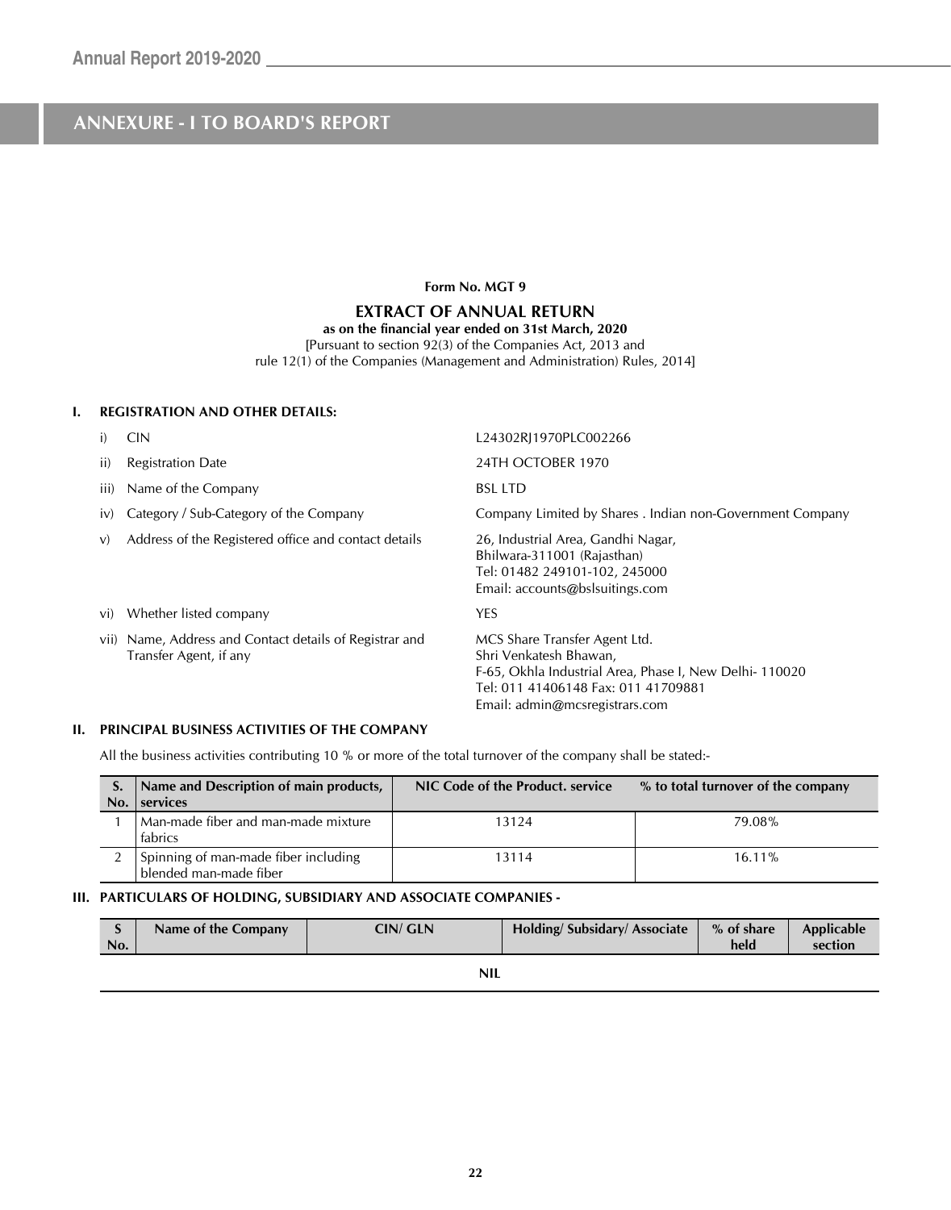# ANNEXURE - I TO BOARD'S REPORT

**Form No. MGT 9**

## EXTRACT OF ANNUAL RETURN

**as on the financial year ended on 31st March, 2020**

[Pursuant to section 92(3) of the Companies Act, 2013 and rule 12(1) of the Companies (Management and Administration) Rules, 2014]

### I. REGISTRATION AND OTHER DETAILS:

| | | |
|---|---|---|
| i) | CIN | L24302RJ1970PLC002266 |
| ii) | Registration Date | 24TH OCTOBER 1970 |
| iii) | Name of the Company | BSL LTD |
| iv) | Category / Sub-Category of the Company | Company Limited by Shares . Indian non-Government Company |
| v) | Address of the Registered office and contact details | 26, Industrial Area, Gandhi Nagar, Bhilwara-311001 (Rajasthan) Tel: 01482 249101-102, 245000 Email: accounts@bslsuitings.com |
| vi) | Whether listed company | YES |
| vii) | Name, Address and Contact details of Registrar and Transfer Agent, if any | MCS Share Transfer Agent Ltd. Shri Venkatesh Bhawan, F-65, Okhla Industrial Area, Phase I, New Delhi- 110020 Tel: 011 41406148 Fax: 011 41709881 Email: admin@mcsregistrars.com |

### II. PRINCIPAL BUSINESS ACTIVITIES OF THE COMPANY

All the business activities contributing 10 % or more of the total turnover of the company shall be stated:-

| S. No. | Name and Description of main products, services | NIC Code of the Product. service | % to total turnover of the company |
|---|---|---|---|
| 1 | Man-made fiber and man-made mixture fabrics | 13124 | 79.08% |
| 2 | Spinning of man-made fiber including blended man-made fiber | 13114 | 16.11% |

### III. PARTICULARS OF HOLDING, SUBSIDIARY AND ASSOCIATE COMPANIES -

| S No. | Name of the Company | CIN/ GLN | Holding/ Subsidary/ Associate | % of share held | Applicable section |
|---|---|---|---|---|---|
| | | NIL | | | |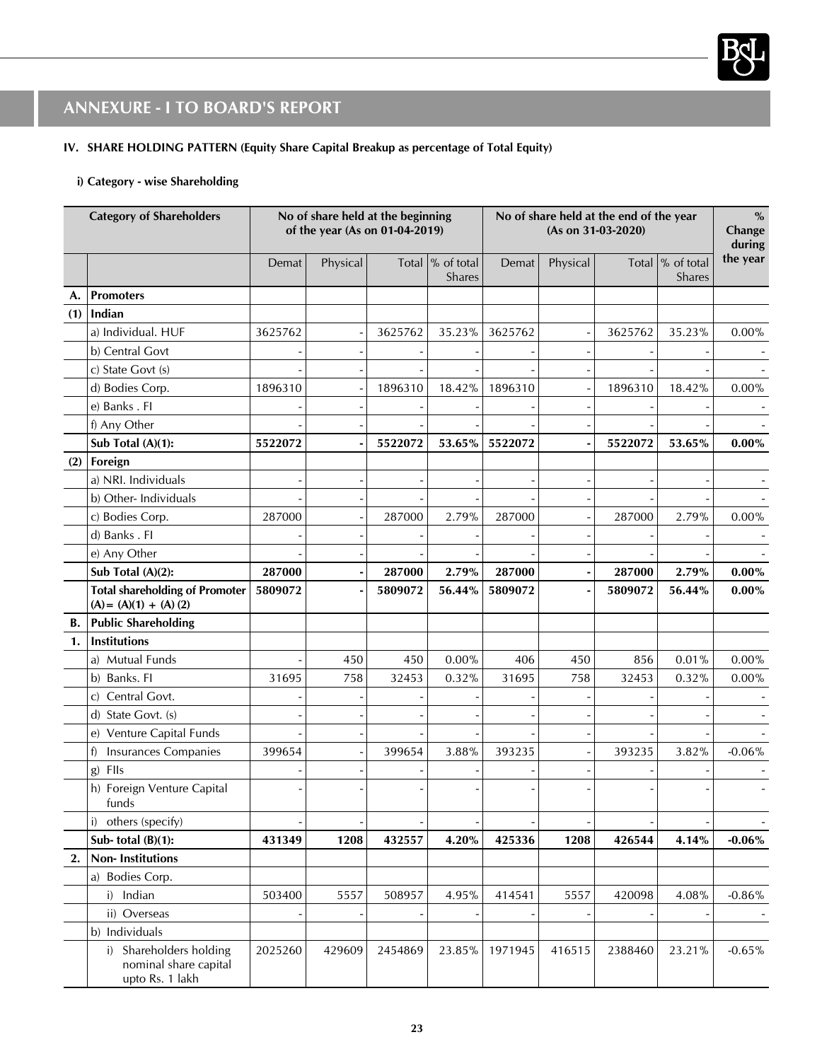## ANNEXURE - I TO BOARD'S REPORT

**IV. SHARE HOLDING PATTERN (Equity Share Capital Breakup as percentage of Total Equity)**

**i) Category - wise Shareholding**

| | Category of Shareholders | No of share held at the beginning of the year (As on 01-04-2019) | | | | No of share held at the end of the year (As on 31-03-2020) | | | | % Change during the year |
|---|---|---|---|---|---|---|---|---|---|---|
| | | Demat | Physical | Total | % of total Shares | Demat | Physical | Total | % of total Shares | |
| **A.** | **Promoters** | | | | | | | | | |
| **(1)** | **Indian** | | | | | | | | | |
| | a) Individual. HUF | 3625762 | - | 3625762 | 35.23% | 3625762 | - | 3625762 | 35.23% | 0.00% |
| | b) Central Govt | - | - | - | - | - | - | - | - | - |
| | c) State Govt (s) | - | - | - | - | - | - | - | - | - |
| | d) Bodies Corp. | 1896310 | - | 1896310 | 18.42% | 1896310 | - | 1896310 | 18.42% | 0.00% |
| | e) Banks . FI | - | - | - | - | - | - | - | - | - |
| | f) Any Other | - | - | - | - | - | - | - | - | - |
| | **Sub Total (A)(1):** | **5522072** | **-** | **5522072** | **53.65%** | **5522072** | **-** | **5522072** | **53.65%** | **0.00%** |
| **(2)** | **Foreign** | | | | | | | | | |
| | a) NRI. Individuals | - | - | - | - | - | - | - | - | - |
| | b) Other- Individuals | - | - | - | - | - | - | - | - | - |
| | c) Bodies Corp. | 287000 | - | 287000 | 2.79% | 287000 | - | 287000 | 2.79% | 0.00% |
| | d) Banks . FI | - | - | - | - | - | - | - | - | - |
| | e) Any Other | - | - | - | - | - | - | - | - | - |
| | **Sub Total (A)(2):** | **287000** | **-** | **287000** | **2.79%** | **287000** | **-** | **287000** | **2.79%** | **0.00%** |
| | **Total shareholding of Promoter (A)= (A)(1) + (A) (2)** | **5809072** | **-** | **5809072** | **56.44%** | **5809072** | **-** | **5809072** | **56.44%** | **0.00%** |
| **B.** | **Public Shareholding** | | | | | | | | | |
| **1.** | **Institutions** | | | | | | | | | |
| | a) Mutual Funds | - | 450 | 450 | 0.00% | 406 | 450 | 856 | 0.01% | 0.00% |
| | b) Banks. FI | 31695 | 758 | 32453 | 0.32% | 31695 | 758 | 32453 | 0.32% | 0.00% |
| | c) Central Govt. | - | - | - | - | - | - | - | - | - |
| | d) State Govt. (s) | - | - | - | - | - | - | - | - | - |
| | e) Venture Capital Funds | - | - | - | - | - | - | - | - | - |
| | f) Insurances Companies | 399654 | - | 399654 | 3.88% | 393235 | - | 393235 | 3.82% | -0.06% |
| | g) FIIs | - | - | - | - | - | - | - | - | - |
| | h) Foreign Venture Capital funds | - | - | - | - | - | - | - | - | - |
| | i) others (specify) | - | - | - | - | - | - | - | - | - |
| | **Sub- total (B)(1):** | **431349** | **1208** | **432557** | **4.20%** | **425336** | **1208** | **426544** | **4.14%** | **-0.06%** |
| **2.** | **Non- Institutions** | | | | | | | | | |
| | a) Bodies Corp. | | | | | | | | | |
| | i) Indian | 503400 | 5557 | 508957 | 4.95% | 414541 | 5557 | 420098 | 4.08% | -0.86% |
| | ii) Overseas | - | - | - | - | - | - | - | - | - |
| | b) Individuals | | | | | | | | | |
| | i) Shareholders holding nominal share capital upto Rs. 1 lakh | 2025260 | 429609 | 2454869 | 23.85% | 1971945 | 416515 | 2388460 | 23.21% | -0.65% |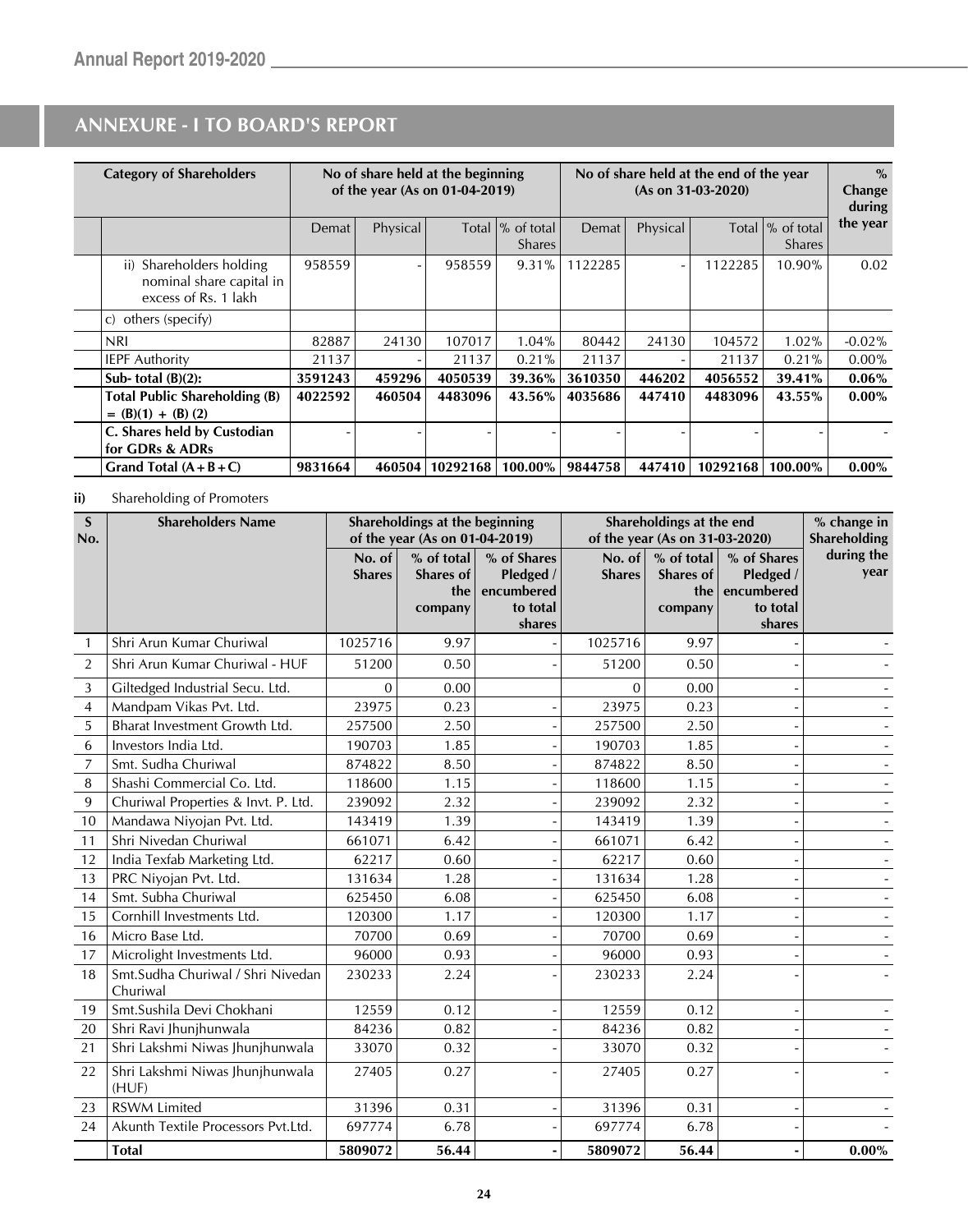## ANNEXURE - I TO BOARD'S REPORT

| Category of Shareholders | No of share held at the beginning of the year (As on 01-04-2019) | | | | No of share held at the end of the year (As on 31-03-2020) | | | | % Change during the year |
|---|---|---|---|---|---|---|---|---|---|
| | Demat | Physical | Total | % of total Shares | Demat | Physical | Total | % of total Shares | |
| ii) Shareholders holding nominal share capital in excess of Rs. 1 lakh | 958559 | - | 958559 | 9.31% | 1122285 | - | 1122285 | 10.90% | 0.02 |
| c) others (specify) | | | | | | | | | |
| NRI | 82887 | 24130 | 107017 | 1.04% | 80442 | 24130 | 104572 | 1.02% | -0.02% |
| IEPF Authority | 21137 | - | 21137 | 0.21% | 21137 | - | 21137 | 0.21% | 0.00% |
| **Sub- total (B)(2):** | **3591243** | **459296** | **4050539** | **39.36%** | **3610350** | **446202** | **4056552** | **39.41%** | **0.06%** |
| **Total Public Shareholding (B) = (B)(1) + (B) (2)** | **4022592** | **460504** | **4483096** | **43.56%** | **4035686** | **447410** | **4483096** | **43.55%** | **0.00%** |
| **C. Shares held by Custodian for GDRs & ADRs** | - | - | - | - | - | - | - | - | - |
| **Grand Total (A+B+C)** | **9831664** | **460504** | **10292168** | **100.00%** | **9844758** | **447410** | **10292168** | **100.00%** | **0.00%** |

**ii)** Shareholding of Promoters

| S No. | Shareholders Name | Shareholdings at the beginning of the year (As on 01-04-2019) | | | Shareholdings at the end of the year (As on 31-03-2020) | | | % change in Shareholding during the year |
|---|---|---|---|---|---|---|---|---|
| | | No. of Shares | % of total Shares of the company | % of Shares Pledged / encumbered to total shares | No. of Shares | % of total Shares of the company | % of Shares Pledged / encumbered to total shares | |
| 1 | Shri Arun Kumar Churiwal | 1025716 | 9.97 | - | 1025716 | 9.97 | - | - |
| 2 | Shri Arun Kumar Churiwal - HUF | 51200 | 0.50 | - | 51200 | 0.50 | - | - |
| 3 | Giltedged Industrial Secu. Ltd. | 0 | 0.00 | | 0 | 0.00 | - | - |
| 4 | Mandpam Vikas Pvt. Ltd. | 23975 | 0.23 | - | 23975 | 0.23 | - | - |
| 5 | Bharat Investment Growth Ltd. | 257500 | 2.50 | - | 257500 | 2.50 | - | - |
| 6 | Investors India Ltd. | 190703 | 1.85 | - | 190703 | 1.85 | - | - |
| 7 | Smt. Sudha Churiwal | 874822 | 8.50 | - | 874822 | 8.50 | - | - |
| 8 | Shashi Commercial Co. Ltd. | 118600 | 1.15 | - | 118600 | 1.15 | - | - |
| 9 | Churiwal Properties & Invt. P. Ltd. | 239092 | 2.32 | - | 239092 | 2.32 | - | - |
| 10 | Mandawa Niyojan Pvt. Ltd. | 143419 | 1.39 | - | 143419 | 1.39 | - | - |
| 11 | Shri Nivedan Churiwal | 661071 | 6.42 | - | 661071 | 6.42 | - | - |
| 12 | India Texfab Marketing Ltd. | 62217 | 0.60 | - | 62217 | 0.60 | - | - |
| 13 | PRC Niyojan Pvt. Ltd. | 131634 | 1.28 | - | 131634 | 1.28 | - | - |
| 14 | Smt. Subha Churiwal | 625450 | 6.08 | - | 625450 | 6.08 | - | - |
| 15 | Cornhill Investments Ltd. | 120300 | 1.17 | - | 120300 | 1.17 | - | - |
| 16 | Micro Base Ltd. | 70700 | 0.69 | - | 70700 | 0.69 | - | - |
| 17 | Microlight Investments Ltd. | 96000 | 0.93 | - | 96000 | 0.93 | - | - |
| 18 | Smt.Sudha Churiwal / Shri Nivedan Churiwal | 230233 | 2.24 | - | 230233 | 2.24 | - | - |
| 19 | Smt.Sushila Devi Chokhani | 12559 | 0.12 | - | 12559 | 0.12 | - | - |
| 20 | Shri Ravi Jhunjhunwala | 84236 | 0.82 | - | 84236 | 0.82 | - | - |
| 21 | Shri Lakshmi Niwas Jhunjhunwala | 33070 | 0.32 | - | 33070 | 0.32 | - | - |
| 22 | Shri Lakshmi Niwas Jhunjhunwala (HUF) | 27405 | 0.27 | - | 27405 | 0.27 | - | - |
| 23 | RSWM Limited | 31396 | 0.31 | - | 31396 | 0.31 | - | - |
| 24 | Akunth Textile Processors Pvt.Ltd. | 697774 | 6.78 | - | 697774 | 6.78 | - | - |
| | **Total** | **5809072** | **56.44** | **-** | **5809072** | **56.44** | **-** | **0.00%** |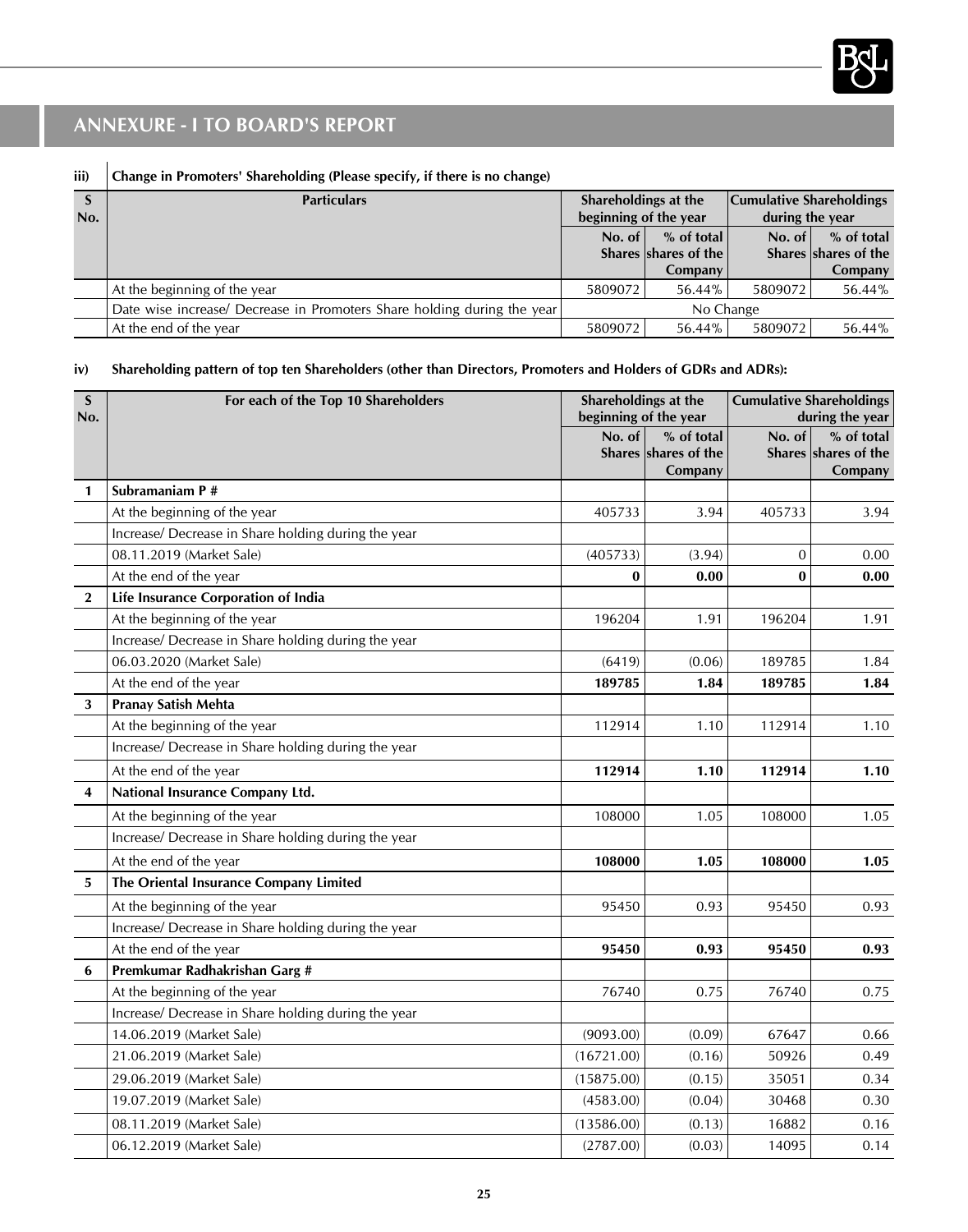## ANNEXURE - I TO BOARD'S REPORT

**iii) Change in Promoters' Shareholding (Please specify, if there is no change)**

| S No. | Particulars | Shareholdings at the beginning of the year | | Cumulative Shareholdings during the year | |
|---|---|---|---|---|---|
| | | No. of Shares | % of total shares of the Company | No. of Shares | % of total shares of the Company |
| | At the beginning of the year | 5809072 | 56.44% | 5809072 | 56.44% |
| | Date wise increase/ Decrease in Promoters Share holding during the year | No Change | | | |
| | At the end of the year | 5809072 | 56.44% | 5809072 | 56.44% |

**iv) Shareholding pattern of top ten Shareholders (other than Directors, Promoters and Holders of GDRs and ADRs):**

| S No. | For each of the Top 10 Shareholders | Shareholdings at the beginning of the year | | Cumulative Shareholdings during the year | |
|---|---|---|---|---|---|
| | | No. of Shares | % of total shares of the Company | No. of Shares | % of total shares of the Company |
| **1** | **Subramaniam P #** | | | | |
| | At the beginning of the year | 405733 | 3.94 | 405733 | 3.94 |
| | Increase/ Decrease in Share holding during the year | | | | |
| | 08.11.2019 (Market Sale) | (405733) | (3.94) | 0 | 0.00 |
| | At the end of the year | **0** | **0.00** | **0** | **0.00** |
| **2** | **Life Insurance Corporation of India** | | | | |
| | At the beginning of the year | 196204 | 1.91 | 196204 | 1.91 |
| | Increase/ Decrease in Share holding during the year | | | | |
| | 06.03.2020 (Market Sale) | (6419) | (0.06) | 189785 | 1.84 |
| | At the end of the year | **189785** | **1.84** | **189785** | **1.84** |
| **3** | **Pranay Satish Mehta** | | | | |
| | At the beginning of the year | 112914 | 1.10 | 112914 | 1.10 |
| | Increase/ Decrease in Share holding during the year | | | | |
| | At the end of the year | **112914** | **1.10** | **112914** | **1.10** |
| **4** | **National Insurance Company Ltd.** | | | | |
| | At the beginning of the year | 108000 | 1.05 | 108000 | 1.05 |
| | Increase/ Decrease in Share holding during the year | | | | |
| | At the end of the year | **108000** | **1.05** | **108000** | **1.05** |
| **5** | **The Oriental Insurance Company Limited** | | | | |
| | At the beginning of the year | 95450 | 0.93 | 95450 | 0.93 |
| | Increase/ Decrease in Share holding during the year | | | | |
| | At the end of the year | **95450** | **0.93** | **95450** | **0.93** |
| **6** | **Premkumar Radhakrishan Garg #** | | | | |
| | At the beginning of the year | 76740 | 0.75 | 76740 | 0.75 |
| | Increase/ Decrease in Share holding during the year | | | | |
| | 14.06.2019 (Market Sale) | (9093.00) | (0.09) | 67647 | 0.66 |
| | 21.06.2019 (Market Sale) | (16721.00) | (0.16) | 50926 | 0.49 |
| | 29.06.2019 (Market Sale) | (15875.00) | (0.15) | 35051 | 0.34 |
| | 19.07.2019 (Market Sale) | (4583.00) | (0.04) | 30468 | 0.30 |
| | 08.11.2019 (Market Sale) | (13586.00) | (0.13) | 16882 | 0.16 |
| | 06.12.2019 (Market Sale) | (2787.00) | (0.03) | 14095 | 0.14 |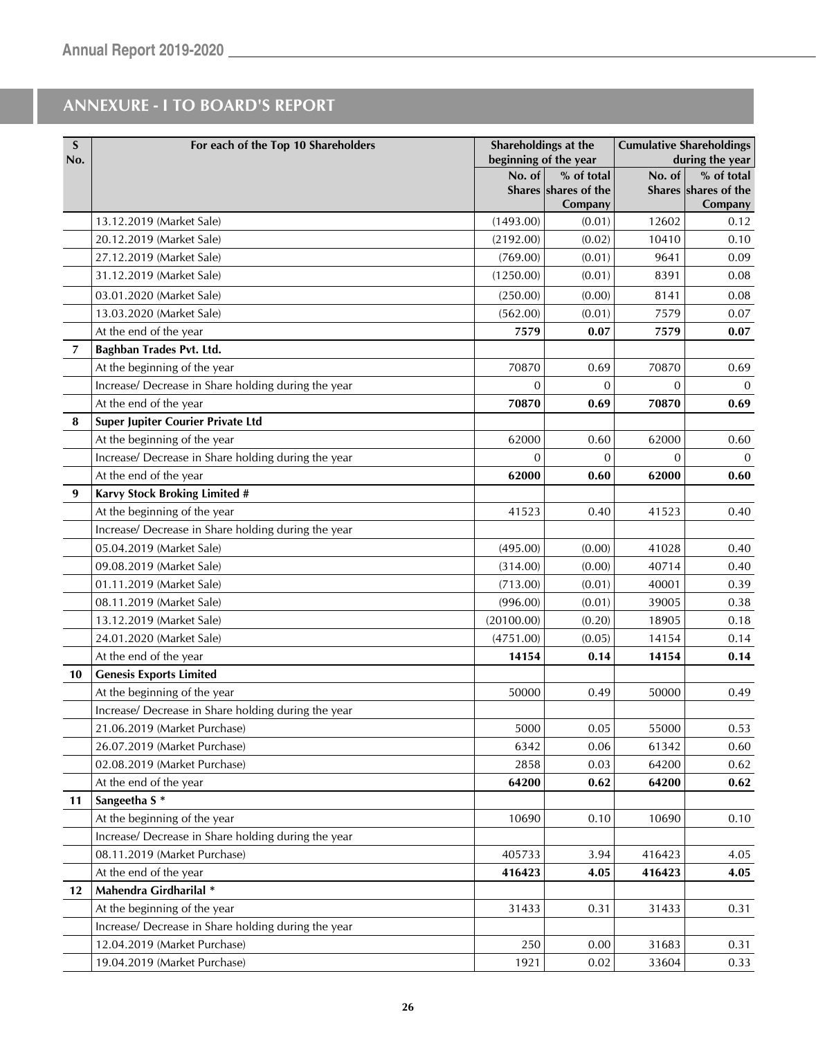## ANNEXURE - I TO BOARD'S REPORT

| S No. | For each of the Top 10 Shareholders | Shareholdings at the beginning of the year | | Cumulative Shareholdings during the year | |
|---|---|---|---|---|---|
| | | No. of Shares | % of total shares of the Company | No. of Shares | % of total shares of the Company |
| | 13.12.2019 (Market Sale) | (1493.00) | (0.01) | 12602 | 0.12 |
| | 20.12.2019 (Market Sale) | (2192.00) | (0.02) | 10410 | 0.10 |
| | 27.12.2019 (Market Sale) | (769.00) | (0.01) | 9641 | 0.09 |
| | 31.12.2019 (Market Sale) | (1250.00) | (0.01) | 8391 | 0.08 |
| | 03.01.2020 (Market Sale) | (250.00) | (0.00) | 8141 | 0.08 |
| | 13.03.2020 (Market Sale) | (562.00) | (0.01) | 7579 | 0.07 |
| | At the end of the year | **7579** | **0.07** | **7579** | **0.07** |
| **7** | **Baghban Trades Pvt. Ltd.** | | | | |
| | At the beginning of the year | 70870 | 0.69 | 70870 | 0.69 |
| | Increase/ Decrease in Share holding during the year | 0 | 0 | 0 | 0 |
| | At the end of the year | **70870** | **0.69** | **70870** | **0.69** |
| **8** | **Super Jupiter Courier Private Ltd** | | | | |
| | At the beginning of the year | 62000 | 0.60 | 62000 | 0.60 |
| | Increase/ Decrease in Share holding during the year | 0 | 0 | 0 | 0 |
| | At the end of the year | **62000** | **0.60** | **62000** | **0.60** |
| **9** | **Karvy Stock Broking Limited #** | | | | |
| | At the beginning of the year | 41523 | 0.40 | 41523 | 0.40 |
| | Increase/ Decrease in Share holding during the year | | | | |
| | 05.04.2019 (Market Sale) | (495.00) | (0.00) | 41028 | 0.40 |
| | 09.08.2019 (Market Sale) | (314.00) | (0.00) | 40714 | 0.40 |
| | 01.11.2019 (Market Sale) | (713.00) | (0.01) | 40001 | 0.39 |
| | 08.11.2019 (Market Sale) | (996.00) | (0.01) | 39005 | 0.38 |
| | 13.12.2019 (Market Sale) | (20100.00) | (0.20) | 18905 | 0.18 |
| | 24.01.2020 (Market Sale) | (4751.00) | (0.05) | 14154 | 0.14 |
| | At the end of the year | **14154** | **0.14** | **14154** | **0.14** |
| **10** | **Genesis Exports Limited** | | | | |
| | At the beginning of the year | 50000 | 0.49 | 50000 | 0.49 |
| | Increase/ Decrease in Share holding during the year | | | | |
| | 21.06.2019 (Market Purchase) | 5000 | 0.05 | 55000 | 0.53 |
| | 26.07.2019 (Market Purchase) | 6342 | 0.06 | 61342 | 0.60 |
| | 02.08.2019 (Market Purchase) | 2858 | 0.03 | 64200 | 0.62 |
| | At the end of the year | **64200** | **0.62** | **64200** | **0.62** |
| **11** | **Sangeetha S *** | | | | |
| | At the beginning of the year | 10690 | 0.10 | 10690 | 0.10 |
| | Increase/ Decrease in Share holding during the year | | | | |
| | 08.11.2019 (Market Purchase) | 405733 | 3.94 | 416423 | 4.05 |
| | At the end of the year | **416423** | **4.05** | **416423** | **4.05** |
| **12** | **Mahendra Girdharilal *** | | | | |
| | At the beginning of the year | 31433 | 0.31 | 31433 | 0.31 |
| | Increase/ Decrease in Share holding during the year | | | | |
| | 12.04.2019 (Market Purchase) | 250 | 0.00 | 31683 | 0.31 |
| | 19.04.2019 (Market Purchase) | 1921 | 0.02 | 33604 | 0.33 |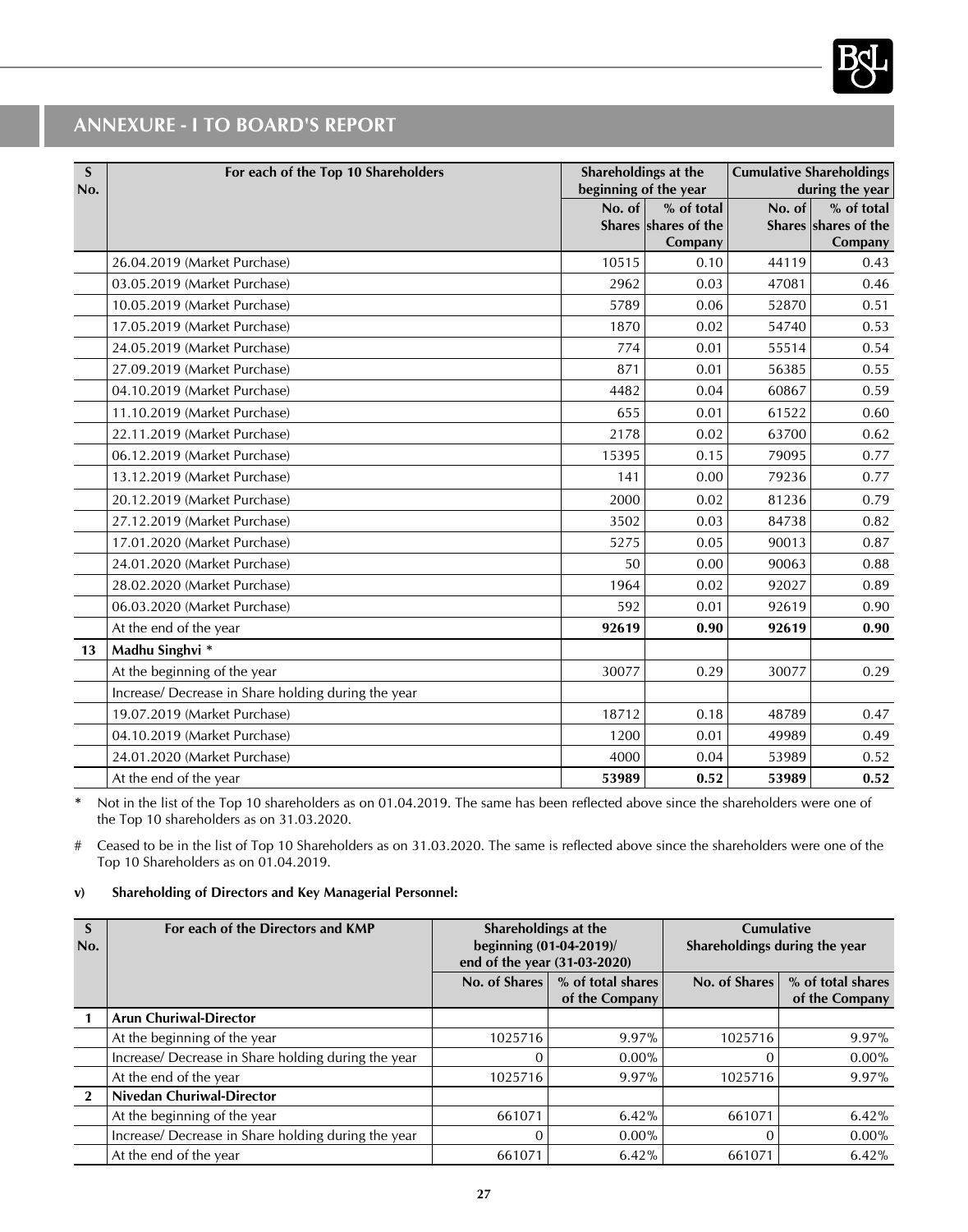## ANNEXURE - I TO BOARD'S REPORT

| S No. | For each of the Top 10 Shareholders | Shareholdings at the beginning of the year | | Cumulative Shareholdings during the year | |
|---|---|---|---|---|---|
| | | No. of Shares | % of total shares of the Company | No. of Shares | % of total shares of the Company |
| | 26.04.2019 (Market Purchase) | 10515 | 0.10 | 44119 | 0.43 |
| | 03.05.2019 (Market Purchase) | 2962 | 0.03 | 47081 | 0.46 |
| | 10.05.2019 (Market Purchase) | 5789 | 0.06 | 52870 | 0.51 |
| | 17.05.2019 (Market Purchase) | 1870 | 0.02 | 54740 | 0.53 |
| | 24.05.2019 (Market Purchase) | 774 | 0.01 | 55514 | 0.54 |
| | 27.09.2019 (Market Purchase) | 871 | 0.01 | 56385 | 0.55 |
| | 04.10.2019 (Market Purchase) | 4482 | 0.04 | 60867 | 0.59 |
| | 11.10.2019 (Market Purchase) | 655 | 0.01 | 61522 | 0.60 |
| | 22.11.2019 (Market Purchase) | 2178 | 0.02 | 63700 | 0.62 |
| | 06.12.2019 (Market Purchase) | 15395 | 0.15 | 79095 | 0.77 |
| | 13.12.2019 (Market Purchase) | 141 | 0.00 | 79236 | 0.77 |
| | 20.12.2019 (Market Purchase) | 2000 | 0.02 | 81236 | 0.79 |
| | 27.12.2019 (Market Purchase) | 3502 | 0.03 | 84738 | 0.82 |
| | 17.01.2020 (Market Purchase) | 5275 | 0.05 | 90013 | 0.87 |
| | 24.01.2020 (Market Purchase) | 50 | 0.00 | 90063 | 0.88 |
| | 28.02.2020 (Market Purchase) | 1964 | 0.02 | 92027 | 0.89 |
| | 06.03.2020 (Market Purchase) | 592 | 0.01 | 92619 | 0.90 |
| | At the end of the year | **92619** | **0.90** | **92619** | **0.90** |
| **13** | **Madhu Singhvi \*** | | | | |
| | At the beginning of the year | 30077 | 0.29 | 30077 | 0.29 |
| | Increase/ Decrease in Share holding during the year | | | | |
| | 19.07.2019 (Market Purchase) | 18712 | 0.18 | 48789 | 0.47 |
| | 04.10.2019 (Market Purchase) | 1200 | 0.01 | 49989 | 0.49 |
| | 24.01.2020 (Market Purchase) | 4000 | 0.04 | 53989 | 0.52 |
| | At the end of the year | **53989** | **0.52** | **53989** | **0.52** |

\* Not in the list of the Top 10 shareholders as on 01.04.2019. The same has been reflected above since the shareholders were one of the Top 10 shareholders as on 31.03.2020.

# Ceased to be in the list of Top 10 Shareholders as on 31.03.2020. The same is reflected above since the shareholders were one of the Top 10 Shareholders as on 01.04.2019.

**v) Shareholding of Directors and Key Managerial Personnel:**

| S No. | For each of the Directors and KMP | Shareholdings at the beginning (01-04-2019)/ end of the year (31-03-2020) | | Cumulative Shareholdings during the year | |
|---|---|---|---|---|---|
| | | No. of Shares | % of total shares of the Company | No. of Shares | % of total shares of the Company |
| **1** | **Arun Churiwal-Director** | | | | |
| | At the beginning of the year | 1025716 | 9.97% | 1025716 | 9.97% |
| | Increase/ Decrease in Share holding during the year | 0 | 0.00% | 0 | 0.00% |
| | At the end of the year | 1025716 | 9.97% | 1025716 | 9.97% |
| **2** | **Nivedan Churiwal-Director** | | | | |
| | At the beginning of the year | 661071 | 6.42% | 661071 | 6.42% |
| | Increase/ Decrease in Share holding during the year | 0 | 0.00% | 0 | 0.00% |
| | At the end of the year | 661071 | 6.42% | 661071 | 6.42% |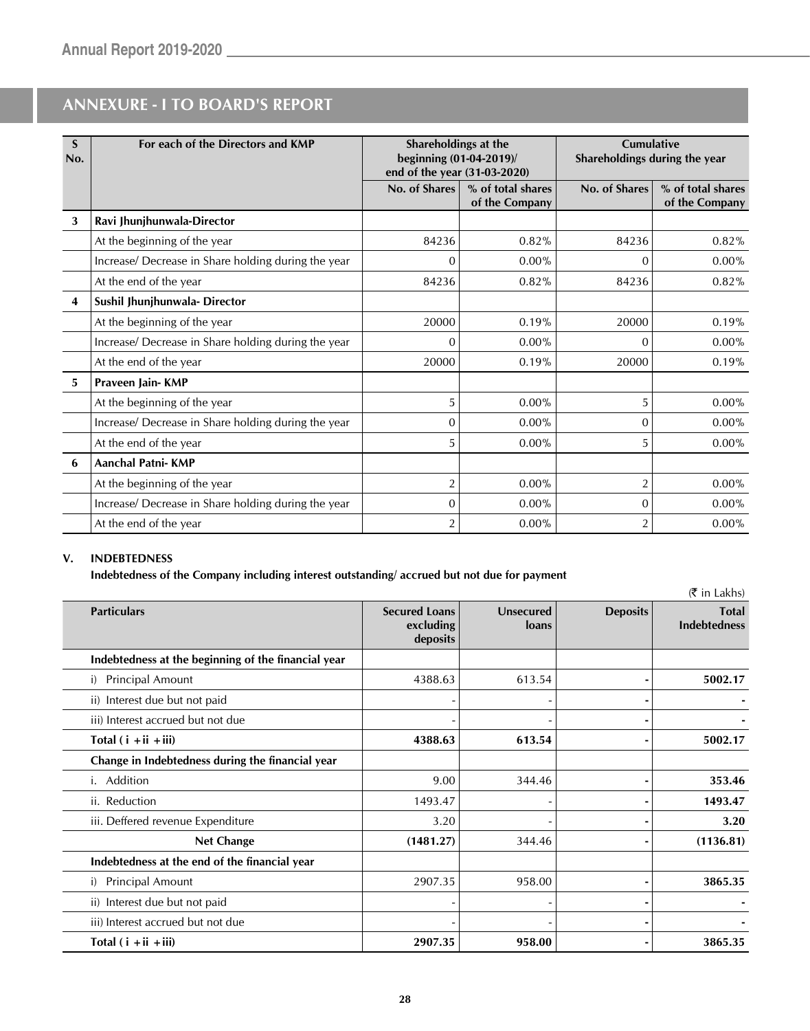## ANNEXURE - I TO BOARD'S REPORT

| S No. | For each of the Directors and KMP | Shareholdings at the beginning (01-04-2019)/ end of the year (31-03-2020) | | Cumulative Shareholdings during the year | |
|---|---|---|---|---|---|
| | | No. of Shares | % of total shares of the Company | No. of Shares | % of total shares of the Company |
| **3** | **Ravi Jhunjhunwala-Director** | | | | |
| | At the beginning of the year | 84236 | 0.82% | 84236 | 0.82% |
| | Increase/ Decrease in Share holding during the year | 0 | 0.00% | 0 | 0.00% |
| | At the end of the year | 84236 | 0.82% | 84236 | 0.82% |
| **4** | **Sushil Jhunjhunwala- Director** | | | | |
| | At the beginning of the year | 20000 | 0.19% | 20000 | 0.19% |
| | Increase/ Decrease in Share holding during the year | 0 | 0.00% | 0 | 0.00% |
| | At the end of the year | 20000 | 0.19% | 20000 | 0.19% |
| **5** | **Praveen Jain- KMP** | | | | |
| | At the beginning of the year | 5 | 0.00% | 5 | 0.00% |
| | Increase/ Decrease in Share holding during the year | 0 | 0.00% | 0 | 0.00% |
| | At the end of the year | 5 | 0.00% | 5 | 0.00% |
| **6** | **Aanchal Patni- KMP** | | | | |
| | At the beginning of the year | 2 | 0.00% | 2 | 0.00% |
| | Increase/ Decrease in Share holding during the year | 0 | 0.00% | 0 | 0.00% |
| | At the end of the year | 2 | 0.00% | 2 | 0.00% |

### V. INDEBTEDNESS

**Indebtedness of the Company including interest outstanding/ accrued but not due for payment**

(₹ in Lakhs)

| Particulars | Secured Loans excluding deposits | Unsecured loans | Deposits | Total Indebtedness |
|---|---|---|---|---|
| **Indebtedness at the beginning of the financial year** | | | | |
| i) Principal Amount | 4388.63 | 613.54 | - | **5002.17** |
| ii) Interest due but not paid | - | - | - | - |
| iii) Interest accrued but not due | - | - | - | - |
| **Total ( i +ii +iii)** | **4388.63** | **613.54** | - | **5002.17** |
| **Change in Indebtedness during the financial year** | | | | |
| i. Addition | 9.00 | 344.46 | - | **353.46** |
| ii. Reduction | 1493.47 | - | - | **1493.47** |
| iii. Deffered revenue Expenditure | 3.20 | - | - | **3.20** |
| **Net Change** | **(1481.27)** | 344.46 | - | **(1136.81)** |
| **Indebtedness at the end of the financial year** | | | | |
| i) Principal Amount | 2907.35 | 958.00 | - | **3865.35** |
| ii) Interest due but not paid | - | - | - | - |
| iii) Interest accrued but not due | - | - | - | - |
| **Total ( i +ii +iii)** | **2907.35** | **958.00** | - | **3865.35** |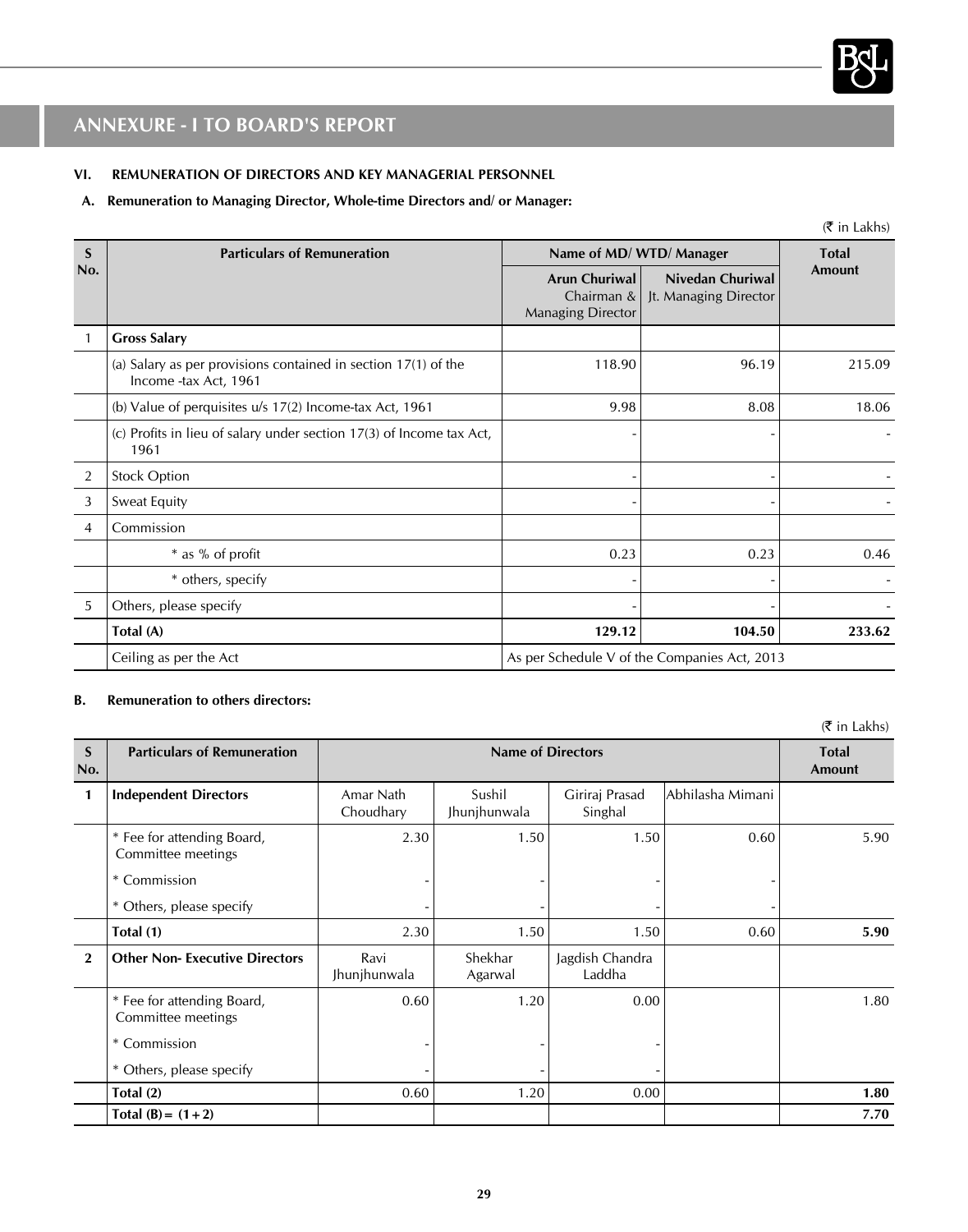## ANNEXURE - I TO BOARD'S REPORT

**VI. REMUNERATION OF DIRECTORS AND KEY MANAGERIAL PERSONNEL**

**A. Remuneration to Managing Director, Whole-time Directors and/ or Manager:**

(₹ in Lakhs)

| S No. | Particulars of Remuneration | Name of MD/ WTD/ Manager | | Total Amount |
|---|---|---|---|---|
| | | **Arun Churiwal** Chairman & Managing Director | **Nivedan Churiwal** Jt. Managing Director | |
| 1 | **Gross Salary** | | | |
| | (a) Salary as per provisions contained in section 17(1) of the Income -tax Act, 1961 | 118.90 | 96.19 | 215.09 |
| | (b) Value of perquisites u/s 17(2) Income-tax Act, 1961 | 9.98 | 8.08 | 18.06 |
| | (c) Profits in lieu of salary under section 17(3) of Income tax Act, 1961 | - | - | - |
| 2 | Stock Option | - | - | - |
| 3 | Sweat Equity | - | - | - |
| 4 | Commission | | | |
| | * as % of profit | 0.23 | 0.23 | 0.46 |
| | * others, specify | - | - | - |
| 5 | Others, please specify | - | - | - |
| | **Total (A)** | **129.12** | **104.50** | **233.62** |
| | Ceiling as per the Act | As per Schedule V of the Companies Act, 2013 | | |

**B. Remuneration to others directors:**

(₹ in Lakhs)

| S No. | Particulars of Remuneration | Name of Directors | | | | Total Amount |
|---|---|---|---|---|---|---|
| **1** | **Independent Directors** | Amar Nath Choudhary | Sushil Jhunjhunwala | Giriraj Prasad Singhal | Abhilasha Mimani | |
| | * Fee for attending Board, Committee meetings | 2.30 | 1.50 | 1.50 | 0.60 | 5.90 |
| | * Commission | - | - | - | - | |
| | * Others, please specify | - | - | - | - | |
| | **Total (1)** | 2.30 | 1.50 | 1.50 | 0.60 | **5.90** |
| **2** | **Other Non- Executive Directors** | Ravi Jhunjhunwala | Shekhar Agarwal | Jagdish Chandra Laddha | | |
| | * Fee for attending Board, Committee meetings | 0.60 | 1.20 | 0.00 | | 1.80 |
| | * Commission | - | - | - | | |
| | * Others, please specify | - | - | - | | |
| | **Total (2)** | 0.60 | 1.20 | 0.00 | | **1.80** |
| | **Total (B) = (1+2)** | | | | | **7.70** |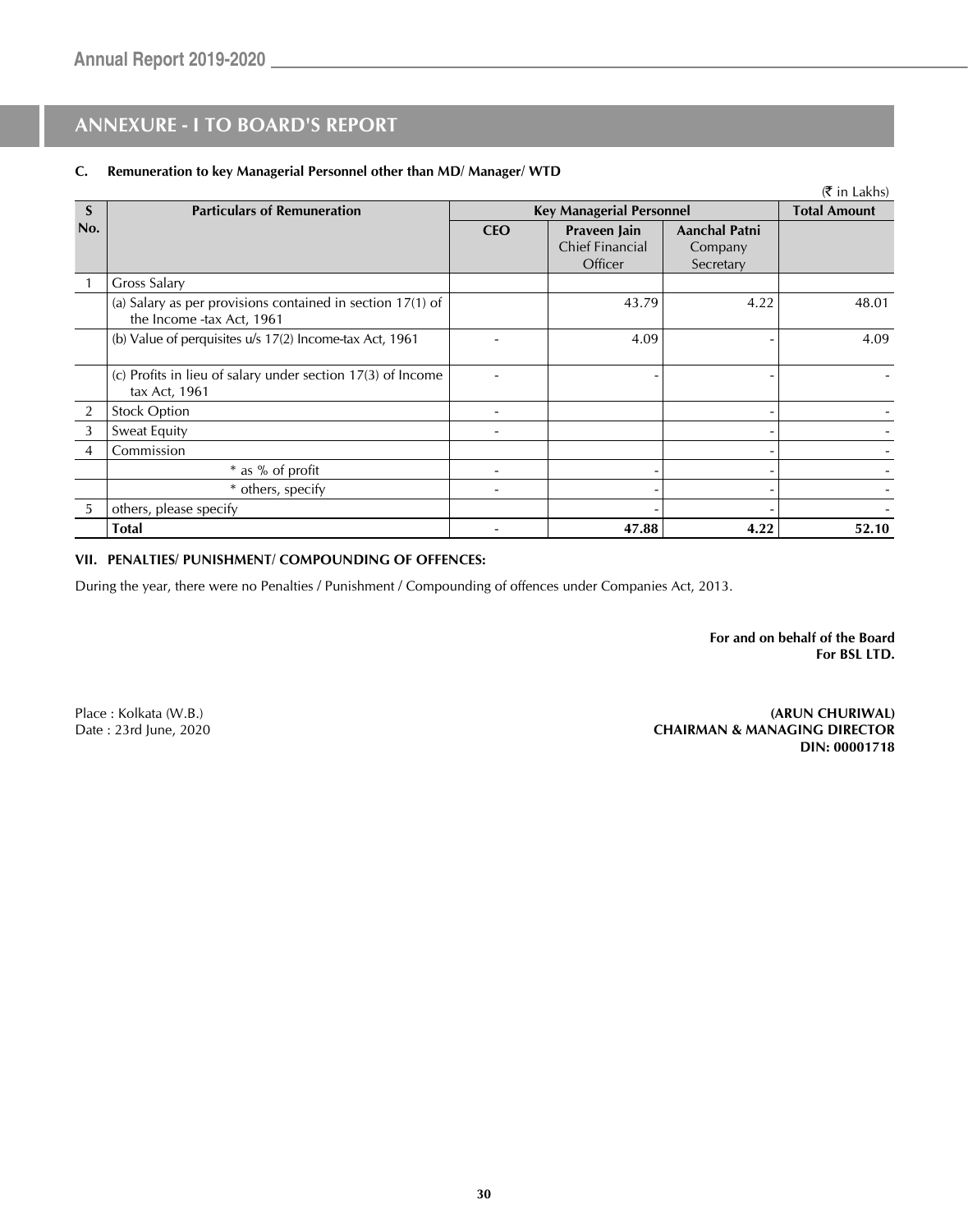## ANNEXURE - I TO BOARD'S REPORT

**C. Remuneration to key Managerial Personnel other than MD/ Manager/ WTD**

(₹ in Lakhs)

| S No. | Particulars of Remuneration | Key Managerial Personnel | | | Total Amount |
|---|---|---|---|---|---|
| | | **CEO** | **Praveen Jain** Chief Financial Officer | **Aanchal Patni** Company Secretary | |
| 1 | Gross Salary | | | | |
| | (a) Salary as per provisions contained in section 17(1) of the Income -tax Act, 1961 | | 43.79 | 4.22 | 48.01 |
| | (b) Value of perquisites u/s 17(2) Income-tax Act, 1961 | - | 4.09 | - | 4.09 |
| | (c) Profits in lieu of salary under section 17(3) of Income tax Act, 1961 | - | - | - | - |
| 2 | Stock Option | - | | - | - |
| 3 | Sweat Equity | - | | - | - |
| 4 | Commission | | | - | - |
| | * as % of profit | - | - | - | - |
| | * others, specify | - | - | - | - |
| 5 | others, please specify | | - | - | - |
| | **Total** | - | **47.88** | **4.22** | **52.10** |

### VII. PENALTIES/ PUNISHMENT/ COMPOUNDING OF OFFENCES:

During the year, there were no Penalties / Punishment / Compounding of offences under Companies Act, 2013.

**For and on behalf of the Board**
**For BSL LTD.**

Place : Kolkata (W.B.)
Date : 23rd June, 2020

**(ARUN CHURIWAL)**
**CHAIRMAN & MANAGING DIRECTOR**
**DIN: 00001718**